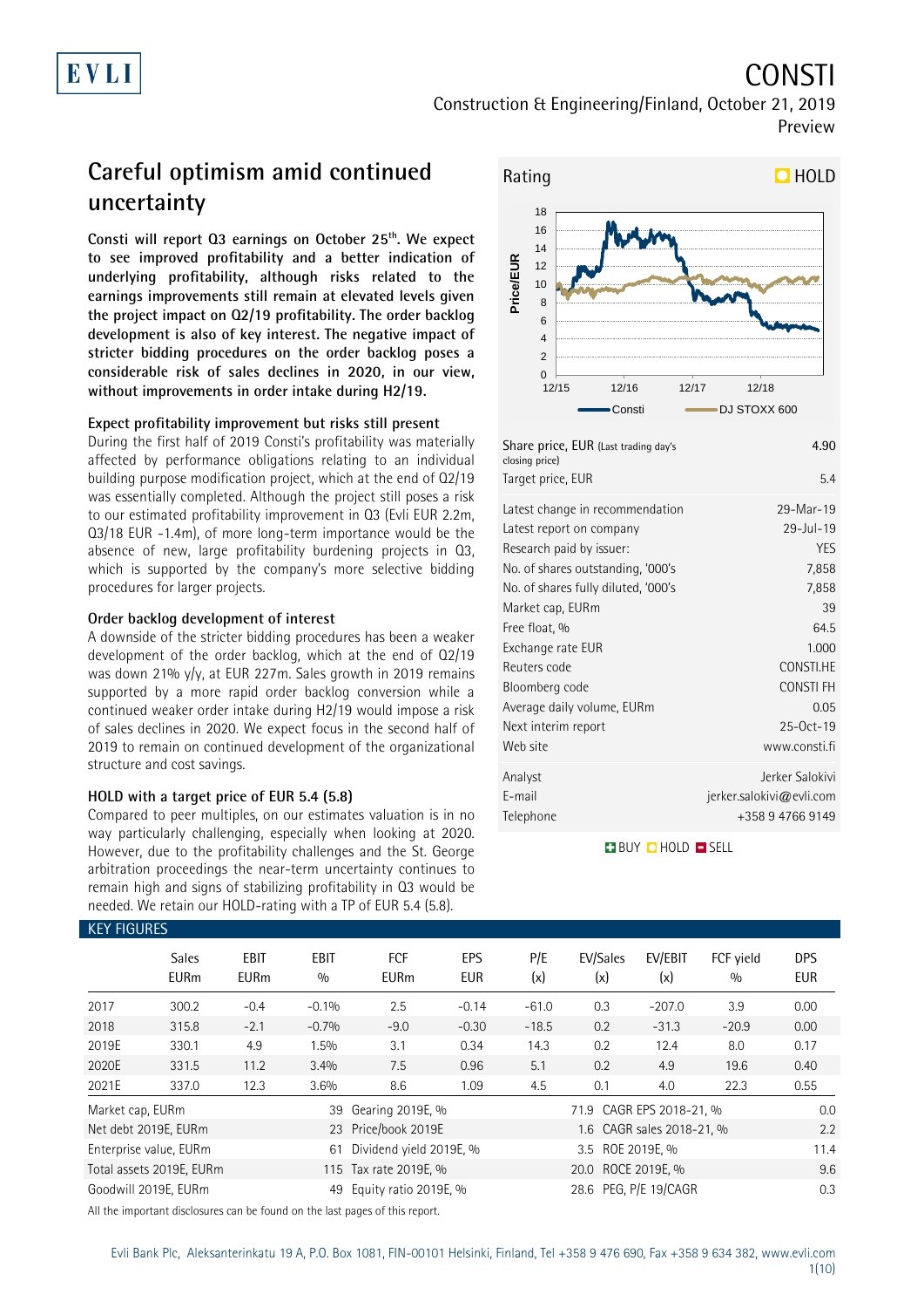# CONSTI

Construction & Engineering/Finland, October 21, 2019

Preview

## Careful optimism amid continued uncertainty

**Consti will report Q3 earnings on October 25th. We expect to see improved profitability and a better indication of underlying profitability, although risks related to the earnings improvements still remain at elevated levels given the project impact on Q2/19 profitability. The order backlog development is also of key interest. The negative impact of stricter bidding procedures on the order backlog poses a considerable risk of sales declines in 2020, in our view, without improvements in order intake during H2/19.**

### Expect profitability improvement but risks still present

During the first half of 2019 Consti's profitability was materially affected by performance obligations relating to an individual building purpose modification project, which at the end of Q2/19 was essentially completed. Although the project still poses a risk to our estimated profitability improvement in Q3 (Evli EUR 2.2m, Q3/18 EUR -1.4m), of more long-term importance would be the absence of new, large profitability burdening projects in Q3, which is supported by the company's more selective bidding procedures for larger projects.

### Order backlog development of interest

A downside of the stricter bidding procedures has been a weaker development of the order backlog, which at the end of Q2/19 was down 21% y/y, at EUR 227m. Sales growth in 2019 remains supported by a more rapid order backlog conversion while a continued weaker order intake during H2/19 would impose a risk of sales declines in 2020. We expect focus in the second half of 2019 to remain on continued development of the organizational structure and cost savings.

### HOLD with a target price of EUR 5.4 (5.8)

Compared to peer multiples, on our estimates valuation is in no way particularly challenging, especially when looking at 2020. However, due to the profitability challenges and the St. George arbitration proceedings the near-term uncertainty continues to remain high and signs of stabilizing profitability in Q3 would be needed. We retain our HOLD-rating with a TP of EUR 5.4 (5.8).

**Rating: HOLD**

| | |
|---|---|
| Share price, EUR (Last trading day's closing price) | 4.90 |
| Target price, EUR | 5.4 |
| Latest change in recommendation | 29-Mar-19 |
| Latest report on company | 29-Jul-19 |
| Research paid by issuer: | YES |
| No. of shares outstanding, '000's | 7,858 |
| No. of shares fully diluted, '000's | 7,858 |
| Market cap, EURm | 39 |
| Free float, % | 64.5 |
| Exchange rate EUR | 1.000 |
| Reuters code | CONSTI.HE |
| Bloomberg code | CONSTI FH |
| Average daily volume, EURm | 0.05 |
| Next interim report | 25-Oct-19 |
| Web site | www.consti.fi |
| Analyst | Jerker Salokivi |
| E-mail | jerker.salokivi@evli.com |
| Telephone | +358 9 4766 9149 |

BUY / HOLD / SELL

### KEY FIGURES

| | Sales EURm | EBIT EURm | EBIT % | FCF EURm | EPS EUR | P/E (x) | EV/Sales (x) | EV/EBIT (x) | FCF yield % | DPS EUR |
|---|---|---|---|---|---|---|---|---|---|---|
| 2017 | 300.2 | -0.4 | -0.1% | 2.5 | -0.14 | -61.0 | 0.3 | -207.0 | 3.9 | 0.00 |
| 2018 | 315.8 | -2.1 | -0.7% | -9.0 | -0.30 | -18.5 | 0.2 | -31.3 | -20.9 | 0.00 |
| 2019E | 330.1 | 4.9 | 1.5% | 3.1 | 0.34 | 14.3 | 0.2 | 12.4 | 8.0 | 0.17 |
| 2020E | 331.5 | 11.2 | 3.4% | 7.5 | 0.96 | 5.1 | 0.2 | 4.9 | 19.6 | 0.40 |
| 2021E | 337.0 | 12.3 | 3.6% | 8.6 | 1.09 | 4.5 | 0.1 | 4.0 | 22.3 | 0.55 |

| | | | | | |
|---|---|---|---|---|---|
| Market cap, EURm | 39 | Gearing 2019E, % | 71.9 | CAGR EPS 2018-21, % | 0.0 |
| Net debt 2019E, EURm | 23 | Price/book 2019E | 1.6 | CAGR sales 2018-21, % | 2.2 |
| Enterprise value, EURm | 61 | Dividend yield 2019E, % | 3.5 | ROE 2019E, % | 11.4 |
| Total assets 2019E, EURm | 115 | Tax rate 2019E, % | 20.0 | ROCE 2019E, % | 9.6 |
| Goodwill 2019E, EURm | 49 | Equity ratio 2019E, % | 28.6 | PEG, P/E 19/CAGR | 0.3 |

All the important disclosures can be found on the last pages of this report.

Evli Bank Plc, Aleksanterinkatu 19 A, P.O. Box 1081, FIN-00101 Helsinki, Finland, Tel +358 9 476 690, Fax +358 9 634 382, www.evli.com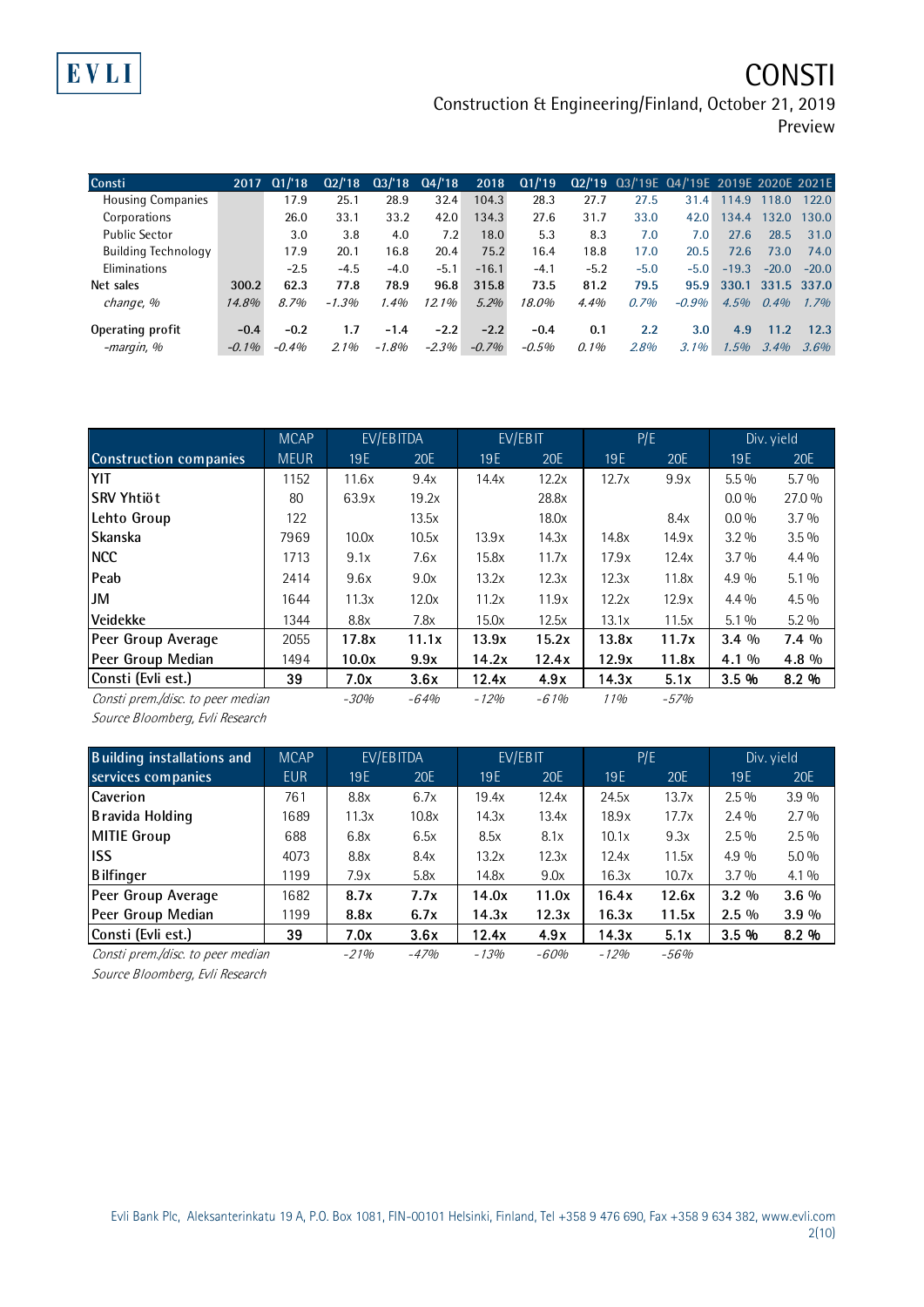| Consti | 2017 | Q1/'18 | Q2/'18 | Q3/'18 | Q4/'18 | 2018 | Q1/'19 | Q2/'19 | Q3/'19E | Q4/'19E | 2019E | 2020E | 2021E |
|---|---|---|---|---|---|---|---|---|---|---|---|---|---|
| Housing Companies | | 17.9 | 25.1 | 28.9 | 32.4 | 104.3 | 28.3 | 27.7 | 27.5 | 31.4 | 114.9 | 118.0 | 122.0 |
| Corporations | | 26.0 | 33.1 | 33.2 | 42.0 | 134.3 | 27.6 | 31.7 | 33.0 | 42.0 | 134.4 | 132.0 | 130.0 |
| Public Sector | | 3.0 | 3.8 | 4.0 | 7.2 | 18.0 | 5.3 | 8.3 | 7.0 | 7.0 | 27.6 | 28.5 | 31.0 |
| Building Technology | | 17.9 | 20.1 | 16.8 | 20.4 | 75.2 | 16.4 | 18.8 | 17.0 | 20.5 | 72.6 | 73.0 | 74.0 |
| Eliminations | | -2.5 | -4.5 | -4.0 | -5.1 | -16.1 | -4.1 | -5.2 | -5.0 | -5.0 | -19.3 | -20.0 | -20.0 |
| Net sales | 300.2 | 62.3 | 77.8 | 78.9 | 96.8 | 315.8 | 73.5 | 81.2 | 79.5 | 95.9 | 330.1 | 331.5 | 337.0 |
| *change, %* | *14.8%* | *8.7%* | *-1.3%* | *1.4%* | *12.1%* | *5.2%* | *18.0%* | *4.4%* | *0.7%* | *-0.9%* | *4.5%* | *0.4%* | *1.7%* |
| Operating profit | -0.4 | -0.2 | 1.7 | -1.4 | -2.2 | -2.2 | -0.4 | 0.1 | 2.2 | 3.0 | 4.9 | 11.2 | 12.3 |
| *-margin, %* | *-0.1%* | *-0.4%* | *2.1%* | *-1.8%* | *-2.3%* | *-0.7%* | *-0.5%* | *0.1%* | *2.8%* | *3.1%* | *1.5%* | *3.4%* | *3.6%* |

| | MCAP | EV/EBITDA | | EV/EBIT | | P/E | | Div. yield | |
|---|---|---|---|---|---|---|---|---|---|
| **Construction companies** | MEUR | 19E | 20E | 19E | 20E | 19E | 20E | 19E | 20E |
| **YIT** | 1152 | 11.6x | 9.4x | 14.4x | 12.2x | 12.7x | 9.9x | 5.5 % | 5.7 % |
| **SRV Yhtiöt** | 80 | 63.9x | 19.2x | | 28.8x | | | 0.0 % | 27.0 % |
| **Lehto Group** | 122 | | 13.5x | | 18.0x | | 8.4x | 0.0 % | 3.7 % |
| **Skanska** | 7969 | 10.0x | 10.5x | 13.9x | 14.3x | 14.8x | 14.9x | 3.2 % | 3.5 % |
| **NCC** | 1713 | 9.1x | 7.6x | 15.8x | 11.7x | 17.9x | 12.4x | 3.7 % | 4.4 % |
| **Peab** | 2414 | 9.6x | 9.0x | 13.2x | 12.3x | 12.3x | 11.8x | 4.9 % | 5.1 % |
| **JM** | 1644 | 11.3x | 12.0x | 11.2x | 11.9x | 12.2x | 12.9x | 4.4 % | 4.5 % |
| **Veidekke** | 1344 | 8.8x | 7.8x | 15.0x | 12.5x | 13.1x | 11.5x | 5.1 % | 5.2 % |
| **Peer Group Average** | 2055 | **17.8x** | **11.1x** | **13.9x** | **15.2x** | **13.8x** | **11.7x** | **3.4 %** | **7.4 %** |
| **Peer Group Median** | 1494 | **10.0x** | **9.9x** | **14.2x** | **12.4x** | **12.9x** | **11.8x** | **4.1 %** | **4.8 %** |
| **Consti (Evli est.)** | **39** | **7.0x** | **3.6x** | **12.4x** | **4.9x** | **14.3x** | **5.1x** | **3.5 %** | **8.2 %** |
| *Consti prem./disc. to peer median* | | *-30%* | *-64%* | *-12%* | *-61%* | *11%* | *-57%* | | |

*Source Bloomberg, Evli Research*

| | MCAP | EV/EBITDA | | EV/EBIT | | P/E | | Div. yield | |
|---|---|---|---|---|---|---|---|---|---|
| **Building installations and services companies** | EUR | 19E | 20E | 19E | 20E | 19E | 20E | 19E | 20E |
| **Caverion** | 761 | 8.8x | 6.7x | 19.4x | 12.4x | 24.5x | 13.7x | 2.5 % | 3.9 % |
| **Bravida Holding** | 1689 | 11.3x | 10.8x | 14.3x | 13.4x | 18.9x | 17.7x | 2.4 % | 2.7 % |
| **MITIE Group** | 688 | 6.8x | 6.5x | 8.5x | 8.1x | 10.1x | 9.3x | 2.5 % | 2.5 % |
| **ISS** | 4073 | 8.8x | 8.4x | 13.2x | 12.3x | 12.4x | 11.5x | 4.9 % | 5.0 % |
| **Bilfinger** | 1199 | 7.9x | 5.8x | 14.8x | 9.0x | 16.3x | 10.7x | 3.7 % | 4.1 % |
| **Peer Group Average** | 1682 | **8.7x** | **7.7x** | **14.0x** | **11.0x** | **16.4x** | **12.6x** | **3.2 %** | **3.6 %** |
| **Peer Group Median** | 1199 | **8.8x** | **6.7x** | **14.3x** | **12.3x** | **16.3x** | **11.5x** | **2.5 %** | **3.9 %** |
| **Consti (Evli est.)** | **39** | **7.0x** | **3.6x** | **12.4x** | **4.9x** | **14.3x** | **5.1x** | **3.5 %** | **8.2 %** |
| *Consti prem./disc. to peer median* | | *-21%* | *-47%* | *-13%* | *-60%* | *-12%* | *-56%* | | |

*Source Bloomberg, Evli Research*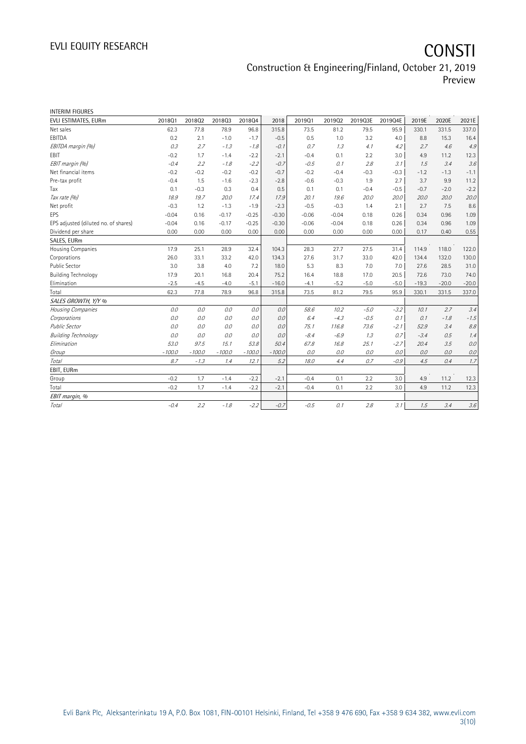INTERIM FIGURES

| EVLI ESTIMATES, EURm | 2018Q1 | 2018Q2 | 2018Q3 | 2018Q4 | 2018 | 2019Q1 | 2019Q2 | 2019Q3E | 2019Q4E | 2019E | 2020E | 2021E |
|---|---|---|---|---|---|---|---|---|---|---|---|---|
| Net sales | 62.3 | 77.8 | 78.9 | 96.8 | 315.8 | 73.5 | 81.2 | 79.5 | 95.9 | 330.1 | 331.5 | 337.0 |
| EBITDA | 0.2 | 2.1 | -1.0 | -1.7 | -0.5 | 0.5 | 1.0 | 3.2 | 4.0 | 8.8 | 15.3 | 16.4 |
| *EBITDA margin (%)* | *0.3* | *2.7* | *-1.3* | *-1.8* | *-0.1* | *0.7* | *1.3* | *4.1* | *4.2* | *2.7* | *4.6* | *4.9* |
| EBIT | -0.2 | 1.7 | -1.4 | -2.2 | -2.1 | -0.4 | 0.1 | 2.2 | 3.0 | 4.9 | 11.2 | 12.3 |
| *EBIT margin (%)* | *-0.4* | *2.2* | *-1.8* | *-2.2* | *-0.7* | *-0.5* | *0.1* | *2.8* | *3.1* | *1.5* | *3.4* | *3.6* |
| Net financial items | -0.2 | -0.2 | -0.2 | -0.2 | -0.7 | -0.2 | -0.4 | -0.3 | -0.3 | -1.2 | -1.3 | -1.1 |
| Pre-tax profit | -0.4 | 1.5 | -1.6 | -2.3 | -2.8 | -0.6 | -0.3 | 1.9 | 2.7 | 3.7 | 9.9 | 11.2 |
| Tax | 0.1 | -0.3 | 0.3 | 0.4 | 0.5 | 0.1 | 0.1 | -0.4 | -0.5 | -0.7 | -2.0 | -2.2 |
| *Tax rate (%)* | *18.9* | *19.7* | *20.0* | *17.4* | *17.9* | *20.1* | *19.6* | *20.0* | *20.0* | *20.0* | *20.0* | *20.0* |
| Net profit | -0.3 | 1.2 | -1.3 | -1.9 | -2.3 | -0.5 | -0.3 | 1.4 | 2.1 | 2.7 | 7.5 | 8.6 |
| EPS | -0.04 | 0.16 | -0.17 | -0.25 | -0.30 | -0.06 | -0.04 | 0.18 | 0.26 | 0.34 | 0.96 | 1.09 |
| EPS adjusted (diluted no. of shares) | -0.04 | 0.16 | -0.17 | -0.25 | -0.30 | -0.06 | -0.04 | 0.18 | 0.26 | 0.34 | 0.96 | 1.09 |
| Dividend per share | 0.00 | 0.00 | 0.00 | 0.00 | 0.00 | 0.00 | 0.00 | 0.00 | 0.00 | 0.17 | 0.40 | 0.55 |
| SALES, EURm | | | | | | | | | | | | |
| Housing Companies | 17.9 | 25.1 | 28.9 | 32.4 | 104.3 | 28.3 | 27.7 | 27.5 | 31.4 | 114.9 | 118.0 | 122.0 |
| Corporations | 26.0 | 33.1 | 33.2 | 42.0 | 134.3 | 27.6 | 31.7 | 33.0 | 42.0 | 134.4 | 132.0 | 130.0 |
| Public Sector | 3.0 | 3.8 | 4.0 | 7.2 | 18.0 | 5.3 | 8.3 | 7.0 | 7.0 | 27.6 | 28.5 | 31.0 |
| Building Technology | 17.9 | 20.1 | 16.8 | 20.4 | 75.2 | 16.4 | 18.8 | 17.0 | 20.5 | 72.6 | 73.0 | 74.0 |
| Elimination | -2.5 | -4.5 | -4.0 | -5.1 | -16.0 | -4.1 | -5.2 | -5.0 | -5.0 | -19.3 | -20.0 | -20.0 |
| Total | 62.3 | 77.8 | 78.9 | 96.8 | 315.8 | 73.5 | 81.2 | 79.5 | 95.9 | 330.1 | 331.5 | 337.0 |
| *SALES GROWTH, Y/Y %* | | | | | | | | | | | | |
| *Housing Companies* | *0.0* | *0.0* | *0.0* | *0.0* | *0.0* | *58.6* | *10.2* | *-5.0* | *-3.2* | *10.1* | *2.7* | *3.4* |
| *Corporations* | *0.0* | *0.0* | *0.0* | *0.0* | *0.0* | *6.4* | *-4.3* | *-0.5* | *0.1* | *0.1* | *-1.8* | *-1.5* |
| *Public Sector* | *0.0* | *0.0* | *0.0* | *0.0* | *0.0* | *75.1* | *116.8* | *73.6* | *-2.1* | *52.9* | *3.4* | *8.8* |
| *Building Technology* | *0.0* | *0.0* | *0.0* | *0.0* | *0.0* | *-8.4* | *-6.9* | *1.3* | *0.7* | *-3.4* | *0.5* | *1.4* |
| *Elimination* | *53.0* | *97.5* | *15.1* | *53.8* | *50.4* | *67.8* | *16.8* | *25.1* | *-2.7* | *20.4* | *3.5* | *0.0* |
| *Group* | *-100.0* | *-100.0* | *-100.0* | *-100.0* | *-100.0* | *0.0* | *0.0* | *0.0* | *0.0* | *0.0* | *0.0* | *0.0* |
| *Total* | *8.7* | *-1.3* | *1.4* | *12.1* | *5.2* | *18.0* | *4.4* | *0.7* | *-0.9* | *4.5* | *0.4* | *1.7* |
| EBIT, EURm | | | | | | | | | | | | |
| Group | -0.2 | 1.7 | -1.4 | -2.2 | -2.1 | -0.4 | 0.1 | 2.2 | 3.0 | 4.9 | 11.2 | 12.3 |
| Total | -0.2 | 1.7 | -1.4 | -2.2 | -2.1 | -0.4 | 0.1 | 2.2 | 3.0 | 4.9 | 11.2 | 12.3 |
| *EBIT margin, %* | | | | | | | | | | | | |
| *Total* | *-0.4* | *2.2* | *-1.8* | *-2.2* | *-0.7* | *-0.5* | *0.1* | *2.8* | *3.1* | *1.5* | *3.4* | *3.6* |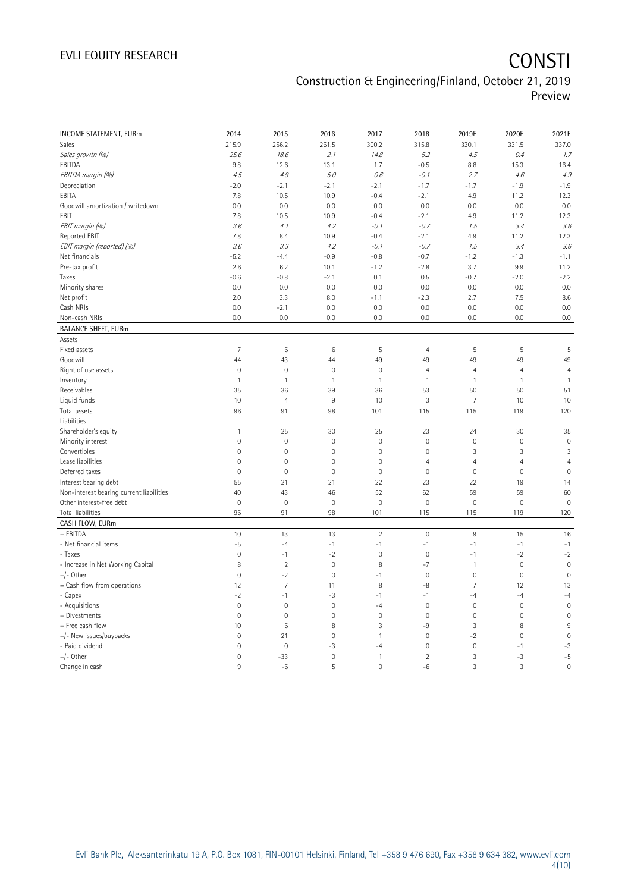| INCOME STATEMENT, EURm | 2014 | 2015 | 2016 | 2017 | 2018 | 2019E | 2020E | 2021E |
|---|---|---|---|---|---|---|---|---|
| Sales | 215.9 | 256.2 | 261.5 | 300.2 | 315.8 | 330.1 | 331.5 | 337.0 |
| *Sales growth (%)* | *25.6* | *18.6* | *2.1* | *14.8* | *5.2* | *4.5* | *0.4* | *1.7* |
| EBITDA | 9.8 | 12.6 | 13.1 | 1.7 | -0.5 | 8.8 | 15.3 | 16.4 |
| *EBITDA margin (%)* | *4.5* | *4.9* | *5.0* | *0.6* | *-0.1* | *2.7* | *4.6* | *4.9* |
| Depreciation | -2.0 | -2.1 | -2.1 | -2.1 | -1.7 | -1.7 | -1.9 | -1.9 |
| EBITA | 7.8 | 10.5 | 10.9 | -0.4 | -2.1 | 4.9 | 11.2 | 12.3 |
| Goodwill amortization / writedown | 0.0 | 0.0 | 0.0 | 0.0 | 0.0 | 0.0 | 0.0 | 0.0 |
| EBIT | 7.8 | 10.5 | 10.9 | -0.4 | -2.1 | 4.9 | 11.2 | 12.3 |
| *EBIT margin (%)* | *3.6* | *4.1* | *4.2* | *-0.1* | *-0.7* | *1.5* | *3.4* | *3.6* |
| Reported EBIT | 7.8 | 8.4 | 10.9 | -0.4 | -2.1 | 4.9 | 11.2 | 12.3 |
| *EBIT margin (reported) (%)* | *3.6* | *3.3* | *4.2* | *-0.1* | *-0.7* | *1.5* | *3.4* | *3.6* |
| Net financials | -5.2 | -4.4 | -0.9 | -0.8 | -0.7 | -1.2 | -1.3 | -1.1 |
| Pre-tax profit | 2.6 | 6.2 | 10.1 | -1.2 | -2.8 | 3.7 | 9.9 | 11.2 |
| Taxes | -0.6 | -0.8 | -2.1 | 0.1 | 0.5 | -0.7 | -2.0 | -2.2 |
| Minority shares | 0.0 | 0.0 | 0.0 | 0.0 | 0.0 | 0.0 | 0.0 | 0.0 |
| Net profit | 2.0 | 3.3 | 8.0 | -1.1 | -2.3 | 2.7 | 7.5 | 8.6 |
| Cash NRIs | 0.0 | -2.1 | 0.0 | 0.0 | 0.0 | 0.0 | 0.0 | 0.0 |
| Non-cash NRIs | 0.0 | 0.0 | 0.0 | 0.0 | 0.0 | 0.0 | 0.0 | 0.0 |
| **BALANCE SHEET, EURm** | | | | | | | | |
| Assets | | | | | | | | |
| Fixed assets | 7 | 6 | 6 | 5 | 4 | 5 | 5 | 5 |
| Goodwill | 44 | 43 | 44 | 49 | 49 | 49 | 49 | 49 |
| Right of use assets | 0 | 0 | 0 | 0 | 4 | 4 | 4 | 4 |
| Inventory | 1 | 1 | 1 | 1 | 1 | 1 | 1 | 1 |
| Receivables | 35 | 36 | 39 | 36 | 53 | 50 | 50 | 51 |
| Liquid funds | 10 | 4 | 9 | 10 | 3 | 7 | 10 | 10 |
| Total assets | 96 | 91 | 98 | 101 | 115 | 115 | 119 | 120 |
| Liabilities | | | | | | | | |
| Shareholder's equity | 1 | 25 | 30 | 25 | 23 | 24 | 30 | 35 |
| Minority interest | 0 | 0 | 0 | 0 | 0 | 0 | 0 | 0 |
| Convertibles | 0 | 0 | 0 | 0 | 0 | 3 | 3 | 3 |
| Lease liabilities | 0 | 0 | 0 | 0 | 4 | 4 | 4 | 4 |
| Deferred taxes | 0 | 0 | 0 | 0 | 0 | 0 | 0 | 0 |
| Interest bearing debt | 55 | 21 | 21 | 22 | 23 | 22 | 19 | 14 |
| Non-interest bearing current liabilities | 40 | 43 | 46 | 52 | 62 | 59 | 59 | 60 |
| Other interest-free debt | 0 | 0 | 0 | 0 | 0 | 0 | 0 | 0 |
| Total liabilities | 96 | 91 | 98 | 101 | 115 | 115 | 119 | 120 |
| **CASH FLOW, EURm** | | | | | | | | |
| + EBITDA | 10 | 13 | 13 | 2 | 0 | 9 | 15 | 16 |
| - Net financial items | -5 | -4 | -1 | -1 | -1 | -1 | -1 | -1 |
| - Taxes | 0 | -1 | -2 | 0 | 0 | -1 | -2 | -2 |
| - Increase in Net Working Capital | 8 | 2 | 0 | 8 | -7 | 1 | 0 | 0 |
| +/- Other | 0 | -2 | 0 | -1 | 0 | 0 | 0 | 0 |
| = Cash flow from operations | 12 | 7 | 11 | 8 | -8 | 7 | 12 | 13 |
| - Capex | -2 | -1 | -3 | -1 | -1 | -4 | -4 | -4 |
| - Acquisitions | 0 | 0 | 0 | -4 | 0 | 0 | 0 | 0 |
| + Divestments | 0 | 0 | 0 | 0 | 0 | 0 | 0 | 0 |
| = Free cash flow | 10 | 6 | 8 | 3 | -9 | 3 | 8 | 9 |
| +/- New issues/buybacks | 0 | 21 | 0 | 1 | 0 | -2 | 0 | 0 |
| - Paid dividend | 0 | 0 | -3 | -4 | 0 | 0 | -1 | -3 |
| +/- Other | 0 | -33 | 0 | 1 | 2 | 3 | -3 | -5 |
| Change in cash | 9 | -6 | 5 | 0 | -6 | 3 | 3 | 0 |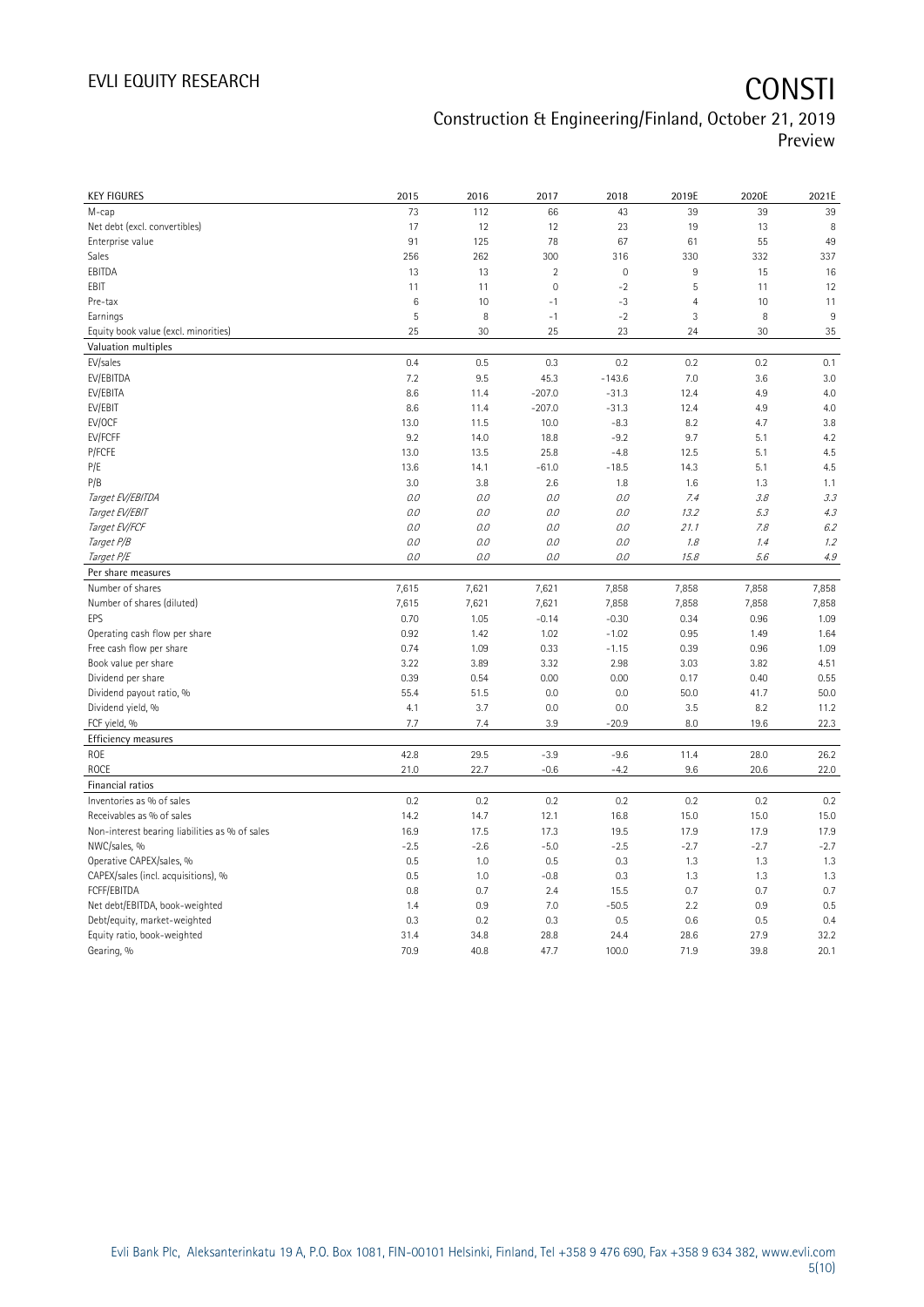# CONSTI

## Construction & Engineering/Finland, October 21, 2019
Preview

| KEY FIGURES | 2015 | 2016 | 2017 | 2018 | 2019E | 2020E | 2021E |
|---|---|---|---|---|---|---|---|
| M-cap | 73 | 112 | 66 | 43 | 39 | 39 | 39 |
| Net debt (excl. convertibles) | 17 | 12 | 12 | 23 | 19 | 13 | 8 |
| Enterprise value | 91 | 125 | 78 | 67 | 61 | 55 | 49 |
| Sales | 256 | 262 | 300 | 316 | 330 | 332 | 337 |
| EBITDA | 13 | 13 | 2 | 0 | 9 | 15 | 16 |
| EBIT | 11 | 11 | 0 | -2 | 5 | 11 | 12 |
| Pre-tax | 6 | 10 | -1 | -3 | 4 | 10 | 11 |
| Earnings | 5 | 8 | -1 | -2 | 3 | 8 | 9 |
| Equity book value (excl. minorities) | 25 | 30 | 25 | 23 | 24 | 30 | 35 |
| **Valuation multiples** | | | | | | | |
| EV/sales | 0.4 | 0.5 | 0.3 | 0.2 | 0.2 | 0.2 | 0.1 |
| EV/EBITDA | 7.2 | 9.5 | 45.3 | -143.6 | 7.0 | 3.6 | 3.0 |
| EV/EBITA | 8.6 | 11.4 | -207.0 | -31.3 | 12.4 | 4.9 | 4.0 |
| EV/EBIT | 8.6 | 11.4 | -207.0 | -31.3 | 12.4 | 4.9 | 4.0 |
| EV/OCF | 13.0 | 11.5 | 10.0 | -8.3 | 8.2 | 4.7 | 3.8 |
| EV/FCFF | 9.2 | 14.0 | 18.8 | -9.2 | 9.7 | 5.1 | 4.2 |
| P/FCFE | 13.0 | 13.5 | 25.8 | -4.8 | 12.5 | 5.1 | 4.5 |
| P/E | 13.6 | 14.1 | -61.0 | -18.5 | 14.3 | 5.1 | 4.5 |
| P/B | 3.0 | 3.8 | 2.6 | 1.8 | 1.6 | 1.3 | 1.1 |
| *Target EV/EBITDA* | *0.0* | *0.0* | *0.0* | *0.0* | *7.4* | *3.8* | *3.3* |
| *Target EV/EBIT* | *0.0* | *0.0* | *0.0* | *0.0* | *13.2* | *5.3* | *4.3* |
| *Target EV/FCF* | *0.0* | *0.0* | *0.0* | *0.0* | *21.1* | *7.8* | *6.2* |
| *Target P/B* | *0.0* | *0.0* | *0.0* | *0.0* | *1.8* | *1.4* | *1.2* |
| *Target P/E* | *0.0* | *0.0* | *0.0* | *0.0* | *15.8* | *5.6* | *4.9* |
| **Per share measures** | | | | | | | |
| Number of shares | 7,615 | 7,621 | 7,621 | 7,858 | 7,858 | 7,858 | 7,858 |
| Number of shares (diluted) | 7,615 | 7,621 | 7,621 | 7,858 | 7,858 | 7,858 | 7,858 |
| EPS | 0.70 | 1.05 | -0.14 | -0.30 | 0.34 | 0.96 | 1.09 |
| Operating cash flow per share | 0.92 | 1.42 | 1.02 | -1.02 | 0.95 | 1.49 | 1.64 |
| Free cash flow per share | 0.74 | 1.09 | 0.33 | -1.15 | 0.39 | 0.96 | 1.09 |
| Book value per share | 3.22 | 3.89 | 3.32 | 2.98 | 3.03 | 3.82 | 4.51 |
| Dividend per share | 0.39 | 0.54 | 0.00 | 0.00 | 0.17 | 0.40 | 0.55 |
| Dividend payout ratio, % | 55.4 | 51.5 | 0.0 | 0.0 | 50.0 | 41.7 | 50.0 |
| Dividend yield, % | 4.1 | 3.7 | 0.0 | 0.0 | 3.5 | 8.2 | 11.2 |
| FCF yield, % | 7.7 | 7.4 | 3.9 | -20.9 | 8.0 | 19.6 | 22.3 |
| **Efficiency measures** | | | | | | | |
| ROE | 42.8 | 29.5 | -3.9 | -9.6 | 11.4 | 28.0 | 26.2 |
| ROCE | 21.0 | 22.7 | -0.6 | -4.2 | 9.6 | 20.6 | 22.0 |
| **Financial ratios** | | | | | | | |
| Inventories as % of sales | 0.2 | 0.2 | 0.2 | 0.2 | 0.2 | 0.2 | 0.2 |
| Receivables as % of sales | 14.2 | 14.7 | 12.1 | 16.8 | 15.0 | 15.0 | 15.0 |
| Non-interest bearing liabilities as % of sales | 16.9 | 17.5 | 17.3 | 19.5 | 17.9 | 17.9 | 17.9 |
| NWC/sales, % | -2.5 | -2.6 | -5.0 | -2.5 | -2.7 | -2.7 | -2.7 |
| Operative CAPEX/sales, % | 0.5 | 1.0 | 0.5 | 0.3 | 1.3 | 1.3 | 1.3 |
| CAPEX/sales (incl. acquisitions), % | 0.5 | 1.0 | -0.8 | 0.3 | 1.3 | 1.3 | 1.3 |
| FCFF/EBITDA | 0.8 | 0.7 | 2.4 | 15.5 | 0.7 | 0.7 | 0.7 |
| Net debt/EBITDA, book-weighted | 1.4 | 0.9 | 7.0 | -50.5 | 2.2 | 0.9 | 0.5 |
| Debt/equity, market-weighted | 0.3 | 0.2 | 0.3 | 0.5 | 0.6 | 0.5 | 0.4 |
| Equity ratio, book-weighted | 31.4 | 34.8 | 28.8 | 24.4 | 28.6 | 27.9 | 32.2 |
| Gearing, % | 70.9 | 40.8 | 47.7 | 100.0 | 71.9 | 39.8 | 20.1 |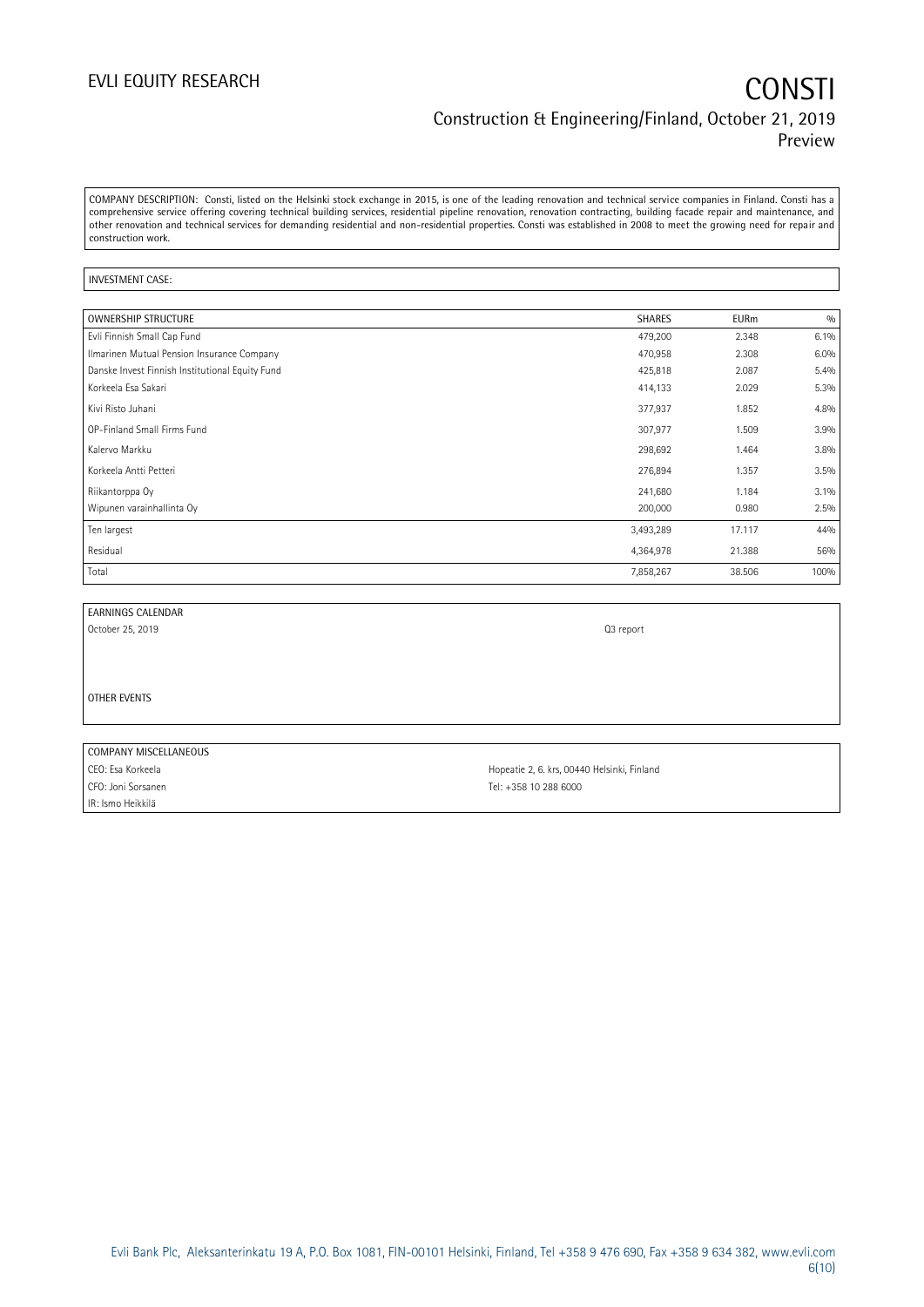COMPANY DESCRIPTION: Consti, listed on the Helsinki stock exchange in 2015, is one of the leading renovation and technical service companies in Finland. Consti has a comprehensive service offering covering technical building services, residential pipeline renovation, renovation contracting, building facade repair and maintenance, and other renovation and technical services for demanding residential and non-residential properties. Consti was established in 2008 to meet the growing need for repair and construction work.

INVESTMENT CASE:

| OWNERSHIP STRUCTURE | SHARES | EURm | % |
|---|---|---|---|
| Evli Finnish Small Cap Fund | 479,200 | 2.348 | 6.1% |
| Ilmarinen Mutual Pension Insurance Company | 470,958 | 2.308 | 6.0% |
| Danske Invest Finnish Institutional Equity Fund | 425,818 | 2.087 | 5.4% |
| Korkeela Esa Sakari | 414,133 | 2.029 | 5.3% |
| Kivi Risto Juhani | 377,937 | 1.852 | 4.8% |
| OP-Finland Small Firms Fund | 307,977 | 1.509 | 3.9% |
| Kalervo Markku | 298,692 | 1.464 | 3.8% |
| Korkeela Antti Petteri | 276,894 | 1.357 | 3.5% |
| Riikantorppa Oy | 241,680 | 1.184 | 3.1% |
| Wipunen varainhallinta Oy | 200,000 | 0.980 | 2.5% |
| Ten largest | 3,493,289 | 17.117 | 44% |
| Residual | 4,364,978 | 21.388 | 56% |
| Total | 7,858,267 | 38.506 | 100% |

| EARNINGS CALENDAR | |
|---|---|
| October 25, 2019 | Q3 report |

OTHER EVENTS

| COMPANY MISCELLANEOUS | |
|---|---|
| CEO: Esa Korkeela | Hopeatie 2, 6. krs, 00440 Helsinki, Finland |
| CFO: Joni Sorsanen | Tel: +358 10 288 6000 |
| IR: Ismo Heikkilä | |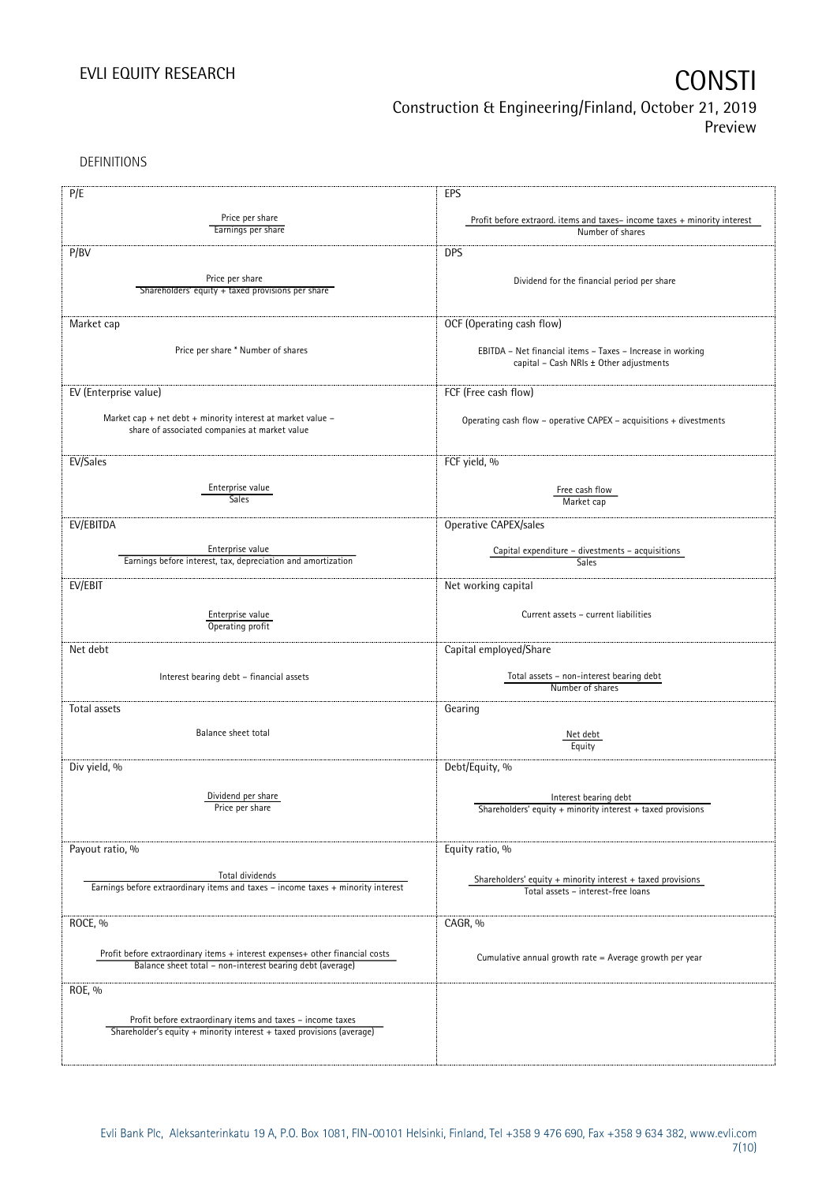DEFINITIONS

| P/E | EPS |
|---|---|
| Price per share / Earnings per share | Profit before extraord. items and taxes– income taxes + minority interest / Number of shares |
| **P/BV** | **DPS** |
| Price per share / Shareholders' equity + taxed provisions per share | Dividend for the financial period per share |
| **Market cap** | **OCF (Operating cash flow)** |
| Price per share * Number of shares | EBITDA – Net financial items – Taxes – Increase in working capital – Cash NRIs ± Other adjustments |
| **EV (Enterprise value)** | **FCF (Free cash flow)** |
| Market cap + net debt + minority interest at market value – share of associated companies at market value | Operating cash flow – operative CAPEX – acquisitions + divestments |
| **EV/Sales** | **FCF yield, %** |
| Enterprise value / Sales | Free cash flow / Market cap |
| **EV/EBITDA** | **Operative CAPEX/sales** |
| Enterprise value / Earnings before interest, tax, depreciation and amortization | Capital expenditure – divestments – acquisitions / Sales |
| **EV/EBIT** | **Net working capital** |
| Enterprise value / Operating profit | Current assets – current liabilities |
| **Net debt** | **Capital employed/Share** |
| Interest bearing debt – financial assets | Total assets – non-interest bearing debt / Number of shares |
| **Total assets** | **Gearing** |
| Balance sheet total | Net debt / Equity |
| **Div yield, %** | **Debt/Equity, %** |
| Dividend per share / Price per share | Interest bearing debt / Shareholders' equity + minority interest + taxed provisions |
| **Payout ratio, %** | **Equity ratio, %** |
| Total dividends / Earnings before extraordinary items and taxes – income taxes + minority interest | Shareholders' equity + minority interest + taxed provisions / Total assets – interest-free loans |
| **ROCE, %** | **CAGR, %** |
| Profit before extraordinary items + interest expenses+ other financial costs / Balance sheet total – non-interest bearing debt (average) | Cumulative annual growth rate = Average growth per year |
| **ROE, %** | |
| Profit before extraordinary items and taxes – income taxes / Shareholder's equity + minority interest + taxed provisions (average) | |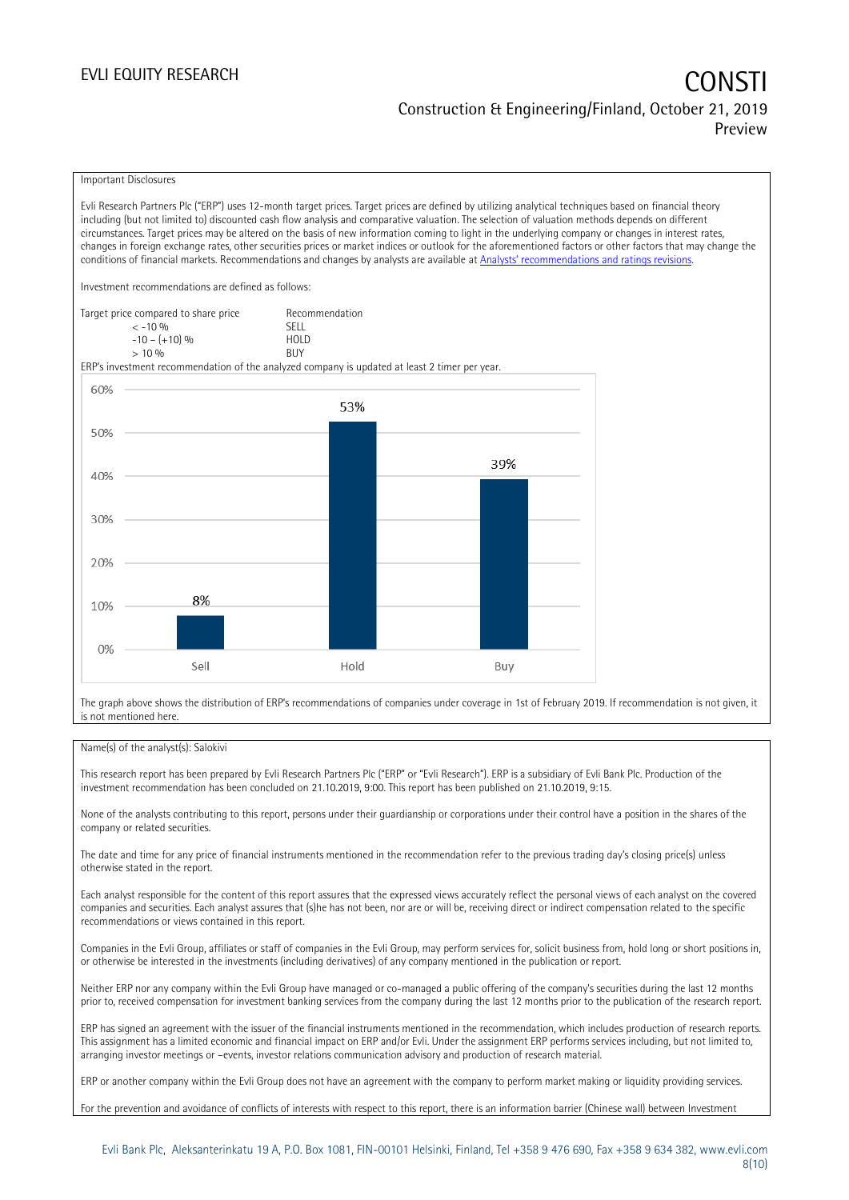Important Disclosures

Evli Research Partners Plc ("ERP") uses 12-month target prices. Target prices are defined by utilizing analytical techniques based on financial theory including (but not limited to) discounted cash flow analysis and comparative valuation. The selection of valuation methods depends on different circumstances. Target prices may be altered on the basis of new information coming to light in the underlying company or changes in interest rates, changes in foreign exchange rates, other securities prices or market indices or outlook for the aforementioned factors or other factors that may change the conditions of financial markets. Recommendations and changes by analysts are available at Analysts' recommendations and ratings revisions.

Investment recommendations are defined as follows:

| Target price compared to share price | Recommendation |
|---|---|
| < -10 % | SELL |
| -10 – (+10) % | HOLD |
| > 10 % | BUY |

ERP's investment recommendation of the analyzed company is updated at least 2 timer per year.

| | Sell | Hold | Buy |
|---|---|---|---|
| Share | 8% | 53% | 39% |

The graph above shows the distribution of ERP's recommendations of companies under coverage in 1st of February 2019. If recommendation is not given, it is not mentioned here.

Name(s) of the analyst(s): Salokivi

This research report has been prepared by Evli Research Partners Plc ("ERP" or "Evli Research"). ERP is a subsidiary of Evli Bank Plc. Production of the investment recommendation has been concluded on 21.10.2019, 9:00. This report has been published on 21.10.2019, 9:15.

None of the analysts contributing to this report, persons under their guardianship or corporations under their control have a position in the shares of the company or related securities.

The date and time for any price of financial instruments mentioned in the recommendation refer to the previous trading day's closing price(s) unless otherwise stated in the report.

Each analyst responsible for the content of this report assures that the expressed views accurately reflect the personal views of each analyst on the covered companies and securities. Each analyst assures that (s)he has not been, nor are or will be, receiving direct or indirect compensation related to the specific recommendations or views contained in this report.

Companies in the Evli Group, affiliates or staff of companies in the Evli Group, may perform services for, solicit business from, hold long or short positions in, or otherwise be interested in the investments (including derivatives) of any company mentioned in the publication or report.

Neither ERP nor any company within the Evli Group have managed or co-managed a public offering of the company's securities during the last 12 months prior to, received compensation for investment banking services from the company during the last 12 months prior to the publication of the research report.

ERP has signed an agreement with the issuer of the financial instruments mentioned in the recommendation, which includes production of research reports. This assignment has a limited economic and financial impact on ERP and/or Evli. Under the assignment ERP performs services including, but not limited to, arranging investor meetings or –events, investor relations communication advisory and production of research material.

ERP or another company within the Evli Group does not have an agreement with the company to perform market making or liquidity providing services.

For the prevention and avoidance of conflicts of interests with respect to this report, there is an information barrier (Chinese wall) between Investment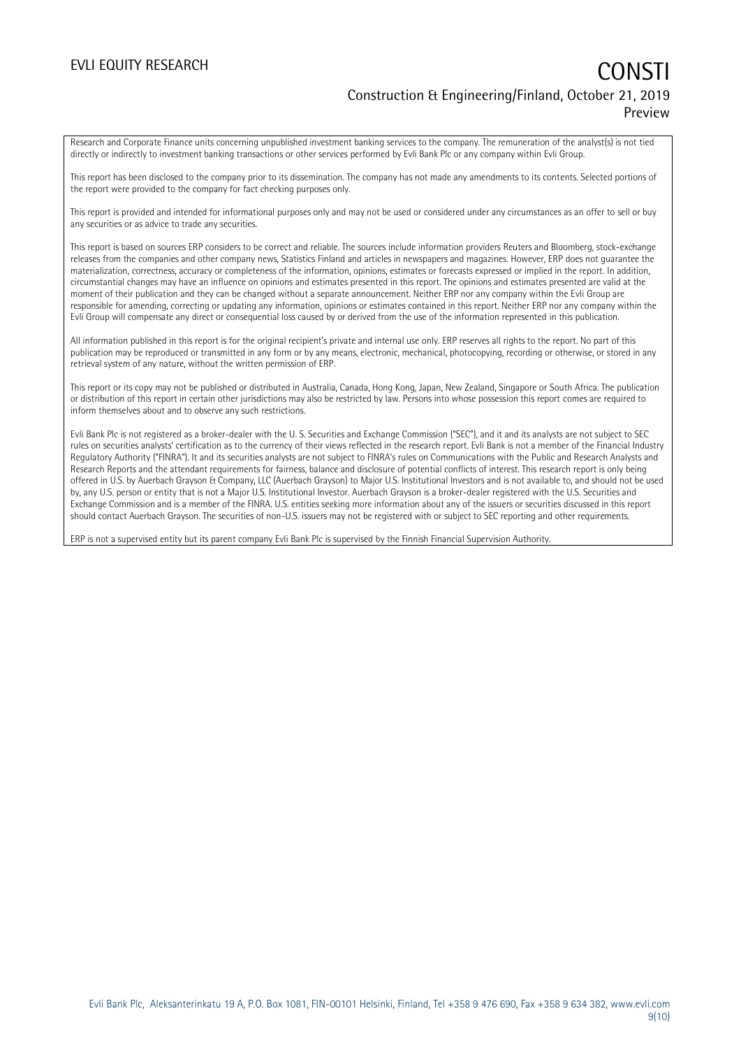Research and Corporate Finance units concerning unpublished investment banking services to the company. The remuneration of the analyst(s) is not tied directly or indirectly to investment banking transactions or other services performed by Evli Bank Plc or any company within Evli Group.

This report has been disclosed to the company prior to its dissemination. The company has not made any amendments to its contents. Selected portions of the report were provided to the company for fact checking purposes only.

This report is provided and intended for informational purposes only and may not be used or considered under any circumstances as an offer to sell or buy any securities or as advice to trade any securities.

This report is based on sources ERP considers to be correct and reliable. The sources include information providers Reuters and Bloomberg, stock-exchange releases from the companies and other company news, Statistics Finland and articles in newspapers and magazines. However, ERP does not guarantee the materialization, correctness, accuracy or completeness of the information, opinions, estimates or forecasts expressed or implied in the report. In addition, circumstantial changes may have an influence on opinions and estimates presented in this report. The opinions and estimates presented are valid at the moment of their publication and they can be changed without a separate announcement. Neither ERP nor any company within the Evli Group are responsible for amending, correcting or updating any information, opinions or estimates contained in this report. Neither ERP nor any company within the Evli Group will compensate any direct or consequential loss caused by or derived from the use of the information represented in this publication.

All information published in this report is for the original recipient's private and internal use only. ERP reserves all rights to the report. No part of this publication may be reproduced or transmitted in any form or by any means, electronic, mechanical, photocopying, recording or otherwise, or stored in any retrieval system of any nature, without the written permission of ERP.

This report or its copy may not be published or distributed in Australia, Canada, Hong Kong, Japan, New Zealand, Singapore or South Africa. The publication or distribution of this report in certain other jurisdictions may also be restricted by law. Persons into whose possession this report comes are required to inform themselves about and to observe any such restrictions.

Evli Bank Plc is not registered as a broker-dealer with the U. S. Securities and Exchange Commission ("SEC"), and it and its analysts are not subject to SEC rules on securities analysts' certification as to the currency of their views reflected in the research report. Evli Bank is not a member of the Financial Industry Regulatory Authority ("FINRA"). It and its securities analysts are not subject to FINRA's rules on Communications with the Public and Research Analysts and Research Reports and the attendant requirements for fairness, balance and disclosure of potential conflicts of interest. This research report is only being offered in U.S. by Auerbach Grayson & Company, LLC (Auerbach Grayson) to Major U.S. Institutional Investors and is not available to, and should not be used by, any U.S. person or entity that is not a Major U.S. Institutional Investor. Auerbach Grayson is a broker-dealer registered with the U.S. Securities and Exchange Commission and is a member of the FINRA. U.S. entities seeking more information about any of the issuers or securities discussed in this report should contact Auerbach Grayson. The securities of non-U.S. issuers may not be registered with or subject to SEC reporting and other requirements.

ERP is not a supervised entity but its parent company Evli Bank Plc is supervised by the Finnish Financial Supervision Authority.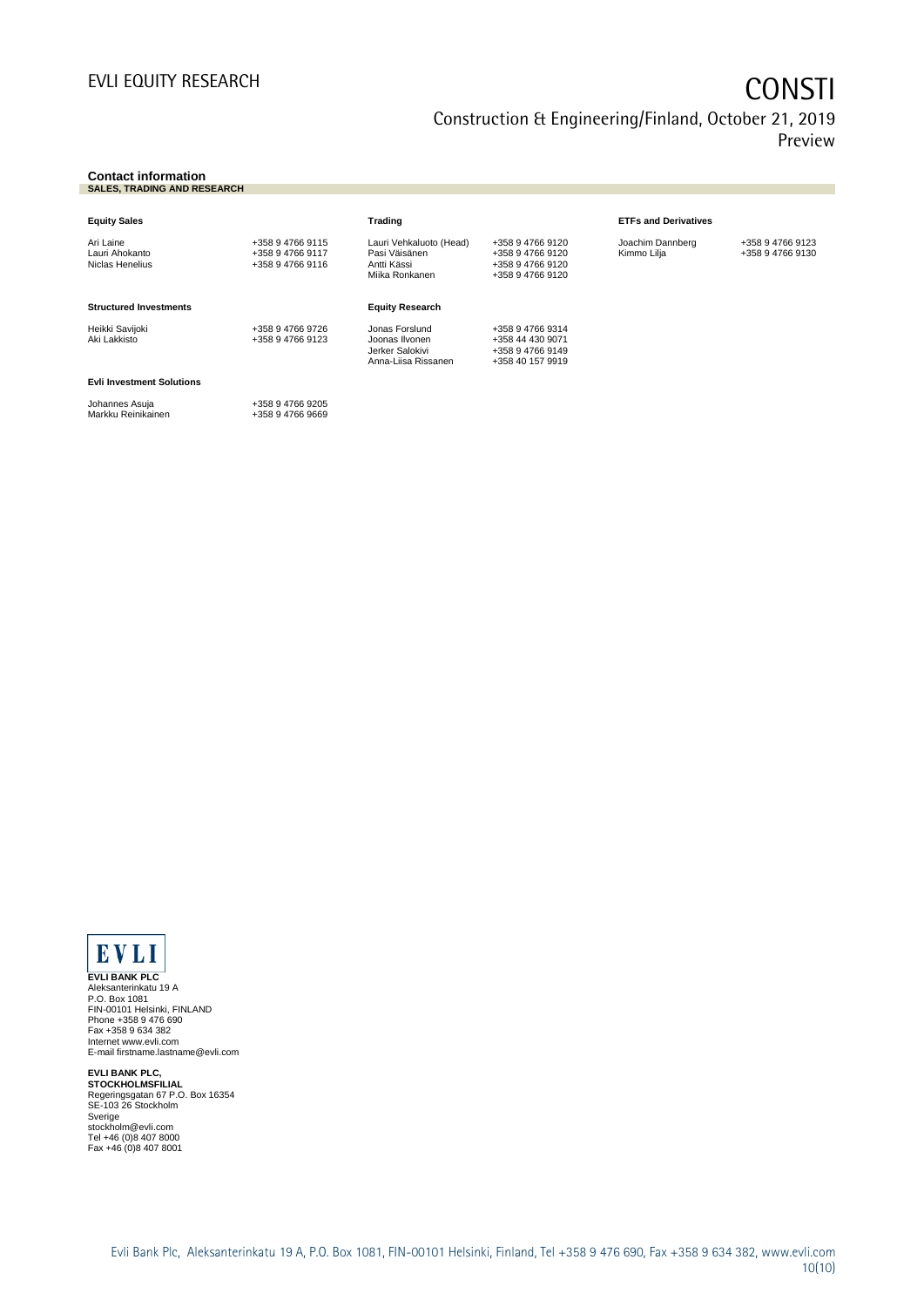## Contact information

**SALES, TRADING AND RESEARCH**

**Equity Sales**

| | |
|---|---|
| Ari Laine | +358 9 4766 9115 |
| Lauri Ahokanto | +358 9 4766 9117 |
| Niclas Henelius | +358 9 4766 9116 |

**Trading**

| | |
|---|---|
| Lauri Vehkaluoto (Head) | +358 9 4766 9120 |
| Pasi Väisänen | +358 9 4766 9120 |
| Antti Kässi | +358 9 4766 9120 |
| Miika Ronkanen | +358 9 4766 9120 |

**ETFs and Derivatives**

| | |
|---|---|
| Joachim Dannberg | +358 9 4766 9123 |
| Kimmo Lilja | +358 9 4766 9130 |

**Structured Investments**

| | |
|---|---|
| Heikki Savijoki | +358 9 4766 9726 |
| Aki Lakkisto | +358 9 4766 9123 |

**Equity Research**

| | |
|---|---|
| Jonas Forslund | +358 9 4766 9314 |
| Joonas Ilvonen | +358 44 430 9071 |
| Jerker Salokivi | +358 9 4766 9149 |
| Anna-Liisa Rissanen | +358 40 157 9919 |

**Evli Investment Solutions**

| | |
|---|---|
| Johannes Asuja | +358 9 4766 9205 |
| Markku Reinikainen | +358 9 4766 9669 |

EVLI

**EVLI BANK PLC**
Aleksanterinkatu 19 A
P.O. Box 1081
FIN-00101 Helsinki, FINLAND
Phone +358 9 476 690
Fax +358 9 634 382
Internet www.evli.com
E-mail firstname.lastname@evli.com

**EVLI BANK PLC, STOCKHOLMSFILIAL**
Regeringsgatan 67 P.O. Box 16354
SE-103 26 Stockholm
Sverige
stockholm@evli.com
Tel +46 (0)8 407 8000
Fax +46 (0)8 407 8001